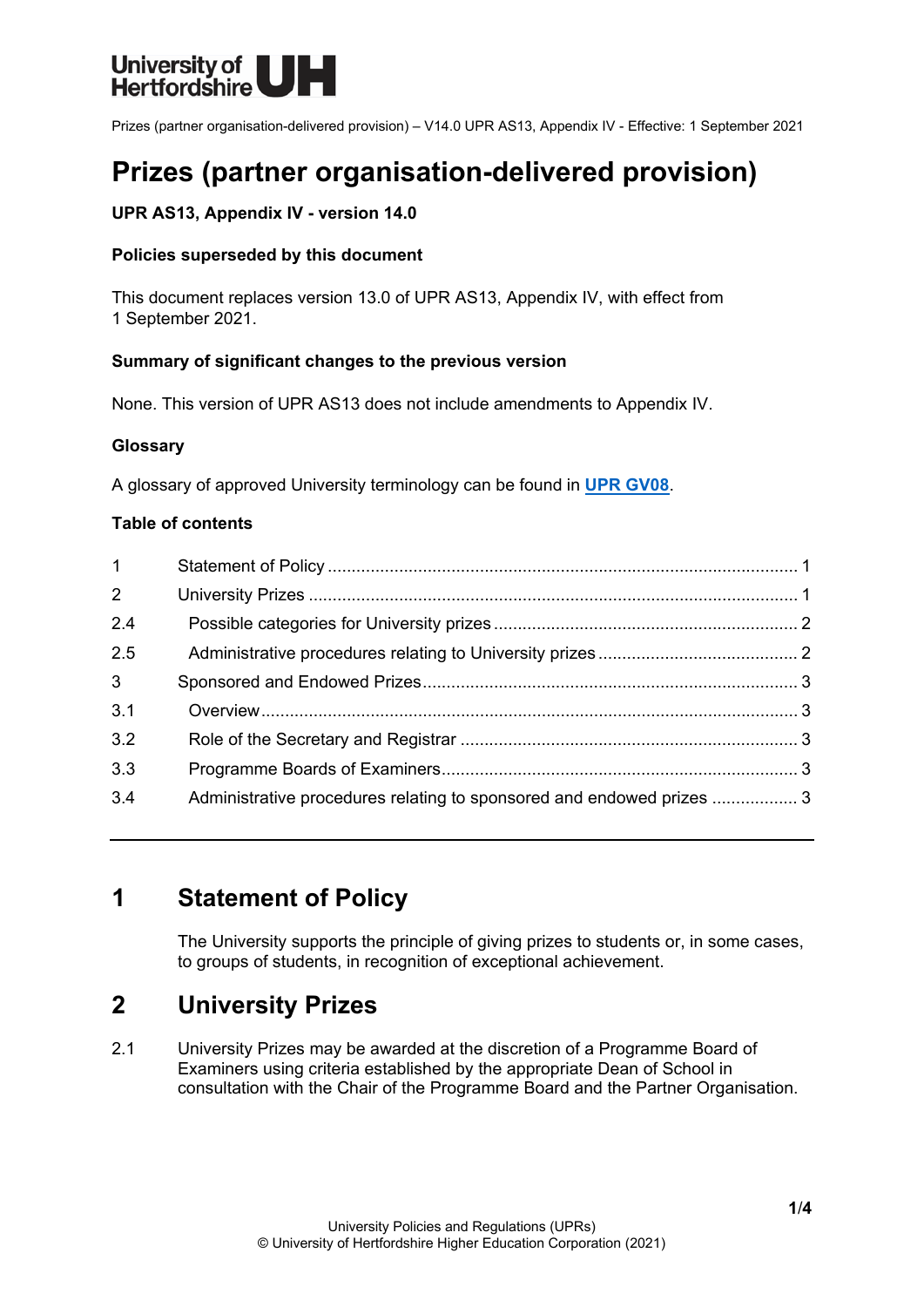# Prizes (partner organisation-delivered provision)

**UPR AS13, Appendix IV - version 14.0**

**Policies superseded by this document**

This document replaces version 13.0 of UPR AS13, Appendix IV, with effect from 1 September 2021.

**Summary of significant changes to the previous version**

None. This version of UPR AS13 does not include amendments to Appendix IV.

**Glossary**

A glossary of approved University terminology can be found in **UPR GV08**.

**Table of contents**

| | | |
|---|---|---|
| 1 | Statement of Policy | 1 |
| 2 | University Prizes | 1 |
| 2.4 | Possible categories for University prizes | 2 |
| 2.5 | Administrative procedures relating to University prizes | 2 |
| 3 | Sponsored and Endowed Prizes | 3 |
| 3.1 | Overview | 3 |
| 3.2 | Role of the Secretary and Registrar | 3 |
| 3.3 | Programme Boards of Examiners | 3 |
| 3.4 | Administrative procedures relating to sponsored and endowed prizes | 3 |

---

## 1 Statement of Policy

The University supports the principle of giving prizes to students or, in some cases, to groups of students, in recognition of exceptional achievement.

## 2 University Prizes

2.1 University Prizes may be awarded at the discretion of a Programme Board of Examiners using criteria established by the appropriate Dean of School in consultation with the Chair of the Programme Board and the Partner Organisation.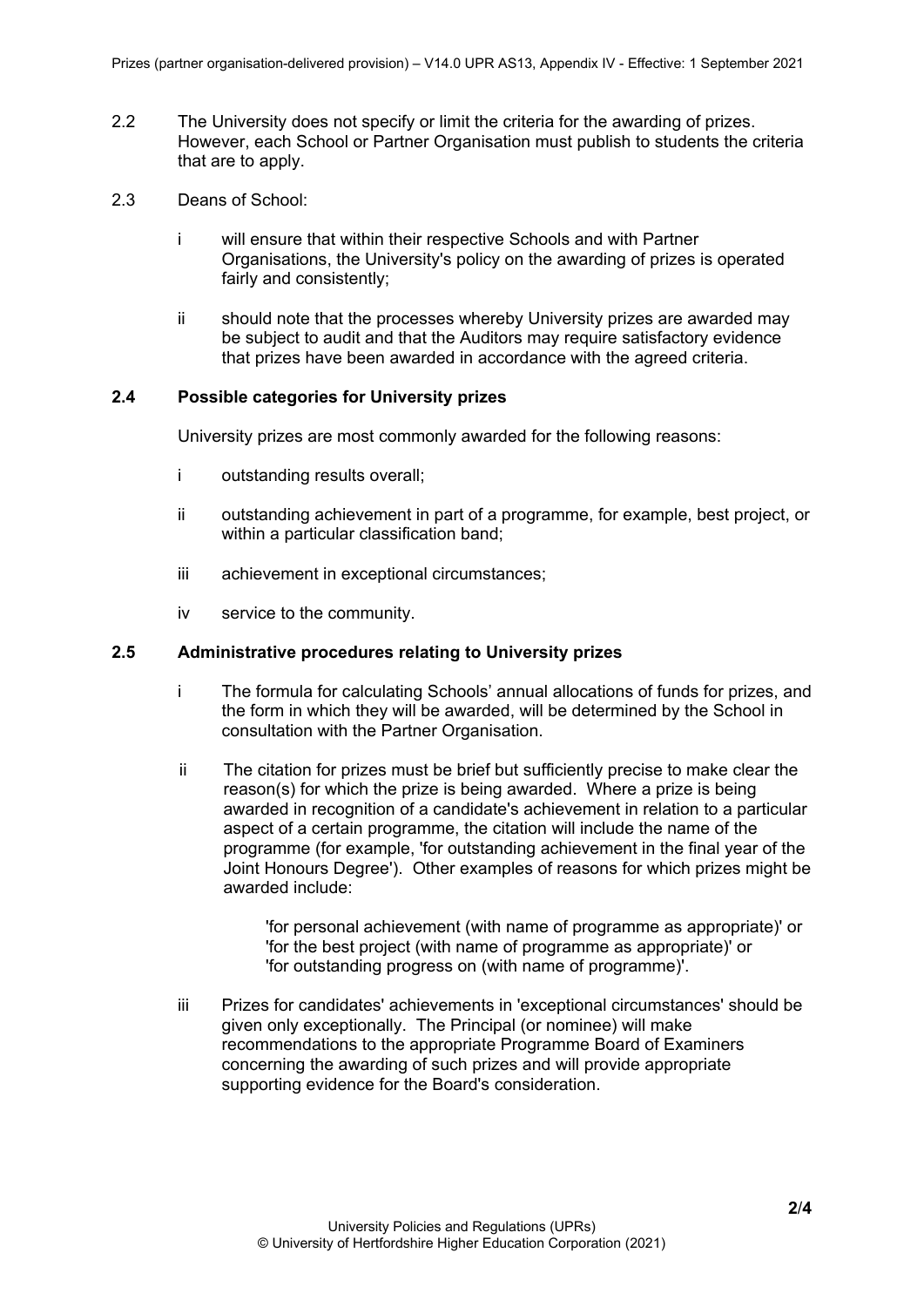2.2 The University does not specify or limit the criteria for the awarding of prizes. However, each School or Partner Organisation must publish to students the criteria that are to apply.

2.3 Deans of School:

- i will ensure that within their respective Schools and with Partner Organisations, the University's policy on the awarding of prizes is operated fairly and consistently;
- ii should note that the processes whereby University prizes are awarded may be subject to audit and that the Auditors may require satisfactory evidence that prizes have been awarded in accordance with the agreed criteria.

### 2.4 Possible categories for University prizes

University prizes are most commonly awarded for the following reasons:

- i outstanding results overall;
- ii outstanding achievement in part of a programme, for example, best project, or within a particular classification band;
- iii achievement in exceptional circumstances;
- iv service to the community.

### 2.5 Administrative procedures relating to University prizes

- i The formula for calculating Schools' annual allocations of funds for prizes, and the form in which they will be awarded, will be determined by the School in consultation with the Partner Organisation.
- ii The citation for prizes must be brief but sufficiently precise to make clear the reason(s) for which the prize is being awarded. Where a prize is being awarded in recognition of a candidate's achievement in relation to a particular aspect of a certain programme, the citation will include the name of the programme (for example, 'for outstanding achievement in the final year of the Joint Honours Degree'). Other examples of reasons for which prizes might be awarded include:

  'for personal achievement (with name of programme as appropriate)' or
  'for the best project (with name of programme as appropriate)' or
  'for outstanding progress on (with name of programme)'.

- iii Prizes for candidates' achievements in 'exceptional circumstances' should be given only exceptionally. The Principal (or nominee) will make recommendations to the appropriate Programme Board of Examiners concerning the awarding of such prizes and will provide appropriate supporting evidence for the Board's consideration.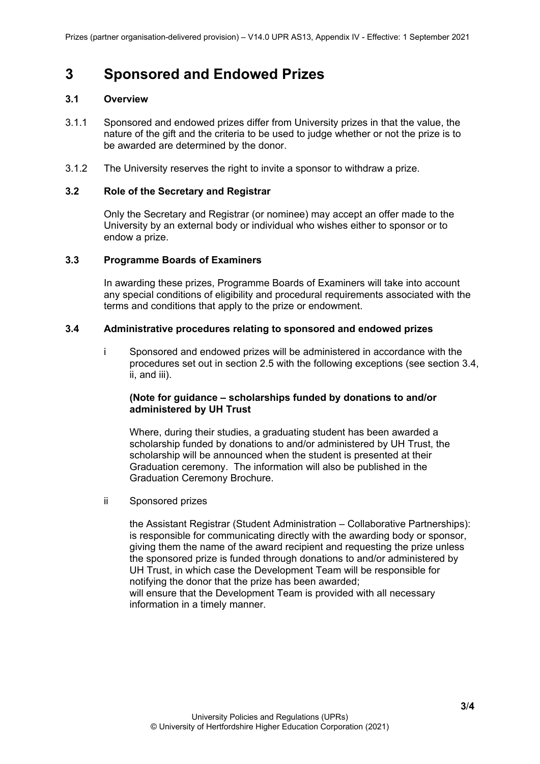# 3 Sponsored and Endowed Prizes

### 3.1 Overview

3.1.1 Sponsored and endowed prizes differ from University prizes in that the value, the nature of the gift and the criteria to be used to judge whether or not the prize is to be awarded are determined by the donor.

3.1.2 The University reserves the right to invite a sponsor to withdraw a prize.

### 3.2 Role of the Secretary and Registrar

Only the Secretary and Registrar (or nominee) may accept an offer made to the University by an external body or individual who wishes either to sponsor or to endow a prize.

### 3.3 Programme Boards of Examiners

In awarding these prizes, Programme Boards of Examiners will take into account any special conditions of eligibility and procedural requirements associated with the terms and conditions that apply to the prize or endowment.

### 3.4 Administrative procedures relating to sponsored and endowed prizes

i Sponsored and endowed prizes will be administered in accordance with the procedures set out in section 2.5 with the following exceptions (see section 3.4, ii, and iii).

**(Note for guidance – scholarships funded by donations to and/or administered by UH Trust**

Where, during their studies, a graduating student has been awarded a scholarship funded by donations to and/or administered by UH Trust, the scholarship will be announced when the student is presented at their Graduation ceremony. The information will also be published in the Graduation Ceremony Brochure.

ii Sponsored prizes

the Assistant Registrar (Student Administration – Collaborative Partnerships): is responsible for communicating directly with the awarding body or sponsor, giving them the name of the award recipient and requesting the prize unless the sponsored prize is funded through donations to and/or administered by UH Trust, in which case the Development Team will be responsible for notifying the donor that the prize has been awarded;
will ensure that the Development Team is provided with all necessary information in a timely manner.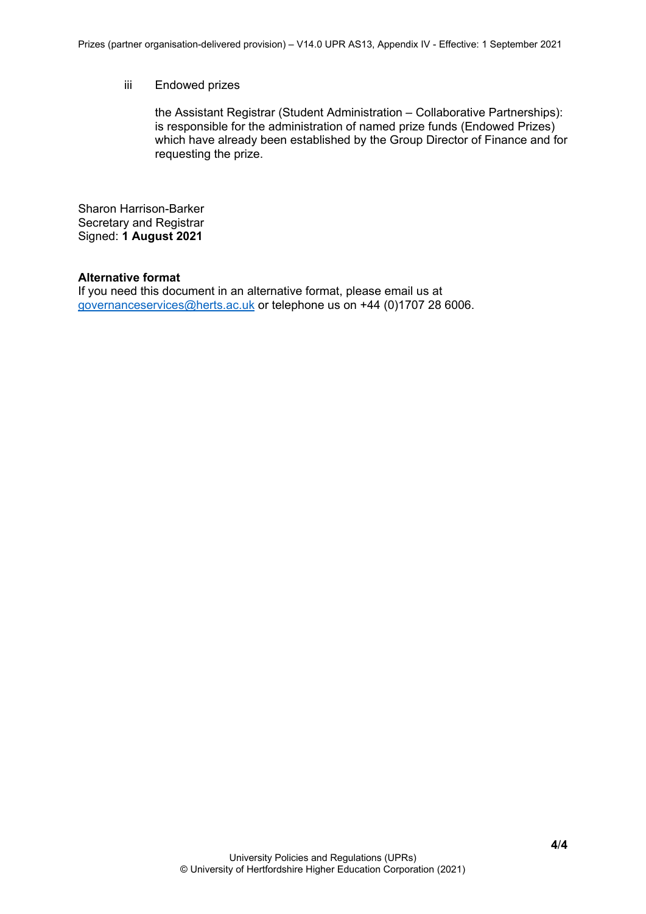iii Endowed prizes

the Assistant Registrar (Student Administration – Collaborative Partnerships): is responsible for the administration of named prize funds (Endowed Prizes) which have already been established by the Group Director of Finance and for requesting the prize.

Sharon Harrison-Barker
Secretary and Registrar
Signed: **1 August 2021**

**Alternative format**
If you need this document in an alternative format, please email us at governanceservices@herts.ac.uk or telephone us on +44 (0)1707 28 6006.